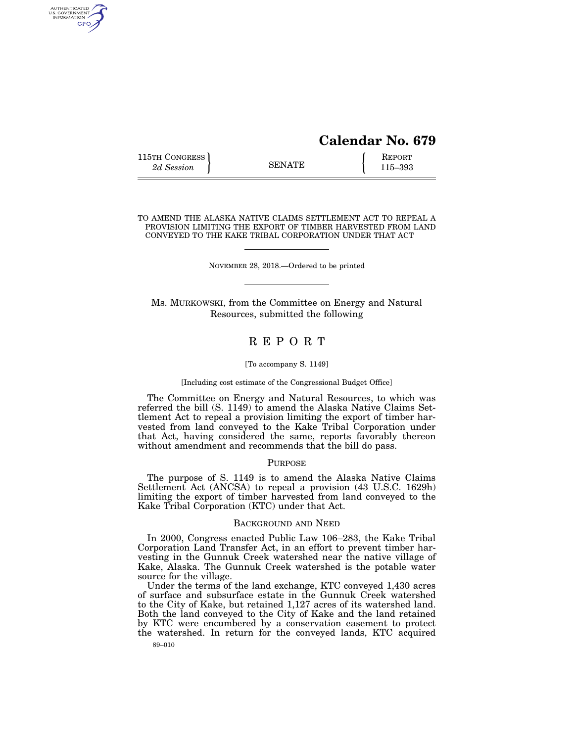# Calendar No. 679

115TH CONGRESS
*2d Session*

SENATE

REPORT
115–393

TO AMEND THE ALASKA NATIVE CLAIMS SETTLEMENT ACT TO REPEAL A PROVISION LIMITING THE EXPORT OF TIMBER HARVESTED FROM LAND CONVEYED TO THE KAKE TRIBAL CORPORATION UNDER THAT ACT

NOVEMBER 28, 2018.—Ordered to be printed

Ms. MURKOWSKI, from the Committee on Energy and Natural Resources, submitted the following

## REPORT

[To accompany S. 1149]

[Including cost estimate of the Congressional Budget Office]

The Committee on Energy and Natural Resources, to which was referred the bill (S. 1149) to amend the Alaska Native Claims Settlement Act to repeal a provision limiting the export of timber harvested from land conveyed to the Kake Tribal Corporation under that Act, having considered the same, reports favorably thereon without amendment and recommends that the bill do pass.

### PURPOSE

The purpose of S. 1149 is to amend the Alaska Native Claims Settlement Act (ANCSA) to repeal a provision (43 U.S.C. 1629h) limiting the export of timber harvested from land conveyed to the Kake Tribal Corporation (KTC) under that Act.

### BACKGROUND AND NEED

In 2000, Congress enacted Public Law 106–283, the Kake Tribal Corporation Land Transfer Act, in an effort to prevent timber harvesting in the Gunnuk Creek watershed near the native village of Kake, Alaska. The Gunnuk Creek watershed is the potable water source for the village.

Under the terms of the land exchange, KTC conveyed 1,430 acres of surface and subsurface estate in the Gunnuk Creek watershed to the City of Kake, but retained 1,127 acres of its watershed land. Both the land conveyed to the City of Kake and the land retained by KTC were encumbered by a conservation easement to protect the watershed. In return for the conveyed lands, KTC acquired

89–010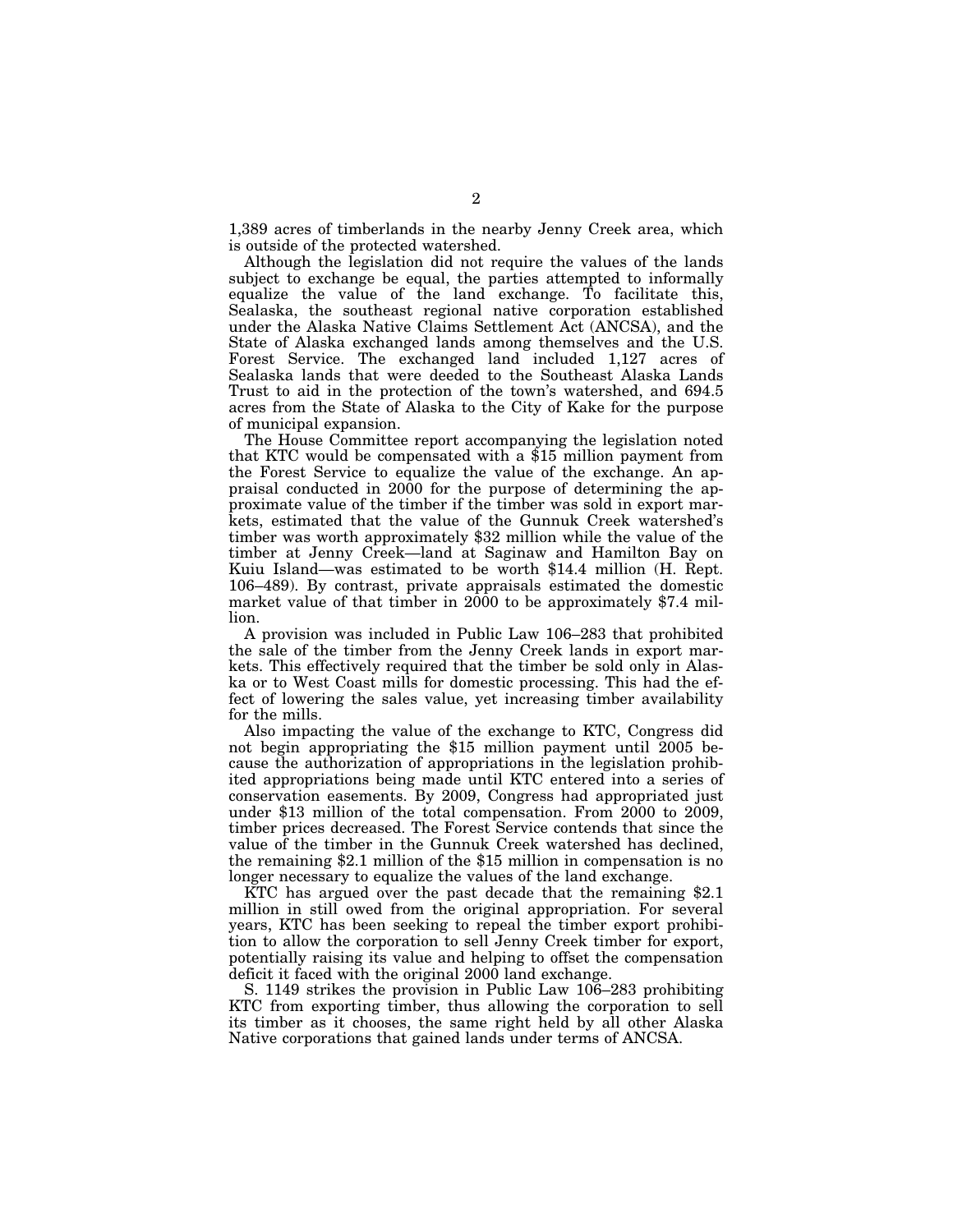1,389 acres of timberlands in the nearby Jenny Creek area, which is outside of the protected watershed.

Although the legislation did not require the values of the lands subject to exchange be equal, the parties attempted to informally equalize the value of the land exchange. To facilitate this, Sealaska, the southeast regional native corporation established under the Alaska Native Claims Settlement Act (ANCSA), and the State of Alaska exchanged lands among themselves and the U.S. Forest Service. The exchanged land included 1,127 acres of Sealaska lands that were deeded to the Southeast Alaska Lands Trust to aid in the protection of the town's watershed, and 694.5 acres from the State of Alaska to the City of Kake for the purpose of municipal expansion.

The House Committee report accompanying the legislation noted that KTC would be compensated with a $15 million payment from the Forest Service to equalize the value of the exchange. An appraisal conducted in 2000 for the purpose of determining the approximate value of the timber if the timber was sold in export markets, estimated that the value of the Gunnuk Creek watershed's timber was worth approximately $32 million while the value of the timber at Jenny Creek—land at Saginaw and Hamilton Bay on Kuiu Island—was estimated to be worth $14.4 million (H. Rept. 106–489). By contrast, private appraisals estimated the domestic market value of that timber in 2000 to be approximately $7.4 million.

A provision was included in Public Law 106–283 that prohibited the sale of the timber from the Jenny Creek lands in export markets. This effectively required that the timber be sold only in Alaska or to West Coast mills for domestic processing. This had the effect of lowering the sales value, yet increasing timber availability for the mills.

Also impacting the value of the exchange to KTC, Congress did not begin appropriating the $15 million payment until 2005 because the authorization of appropriations in the legislation prohibited appropriations being made until KTC entered into a series of conservation easements. By 2009, Congress had appropriated just under $13 million of the total compensation. From 2000 to 2009, timber prices decreased. The Forest Service contends that since the value of the timber in the Gunnuk Creek watershed has declined, the remaining $2.1 million of the $15 million in compensation is no longer necessary to equalize the values of the land exchange.

KTC has argued over the past decade that the remaining $2.1 million in still owed from the original appropriation. For several years, KTC has been seeking to repeal the timber export prohibition to allow the corporation to sell Jenny Creek timber for export, potentially raising its value and helping to offset the compensation deficit it faced with the original 2000 land exchange.

S. 1149 strikes the provision in Public Law 106–283 prohibiting KTC from exporting timber, thus allowing the corporation to sell its timber as it chooses, the same right held by all other Alaska Native corporations that gained lands under terms of ANCSA.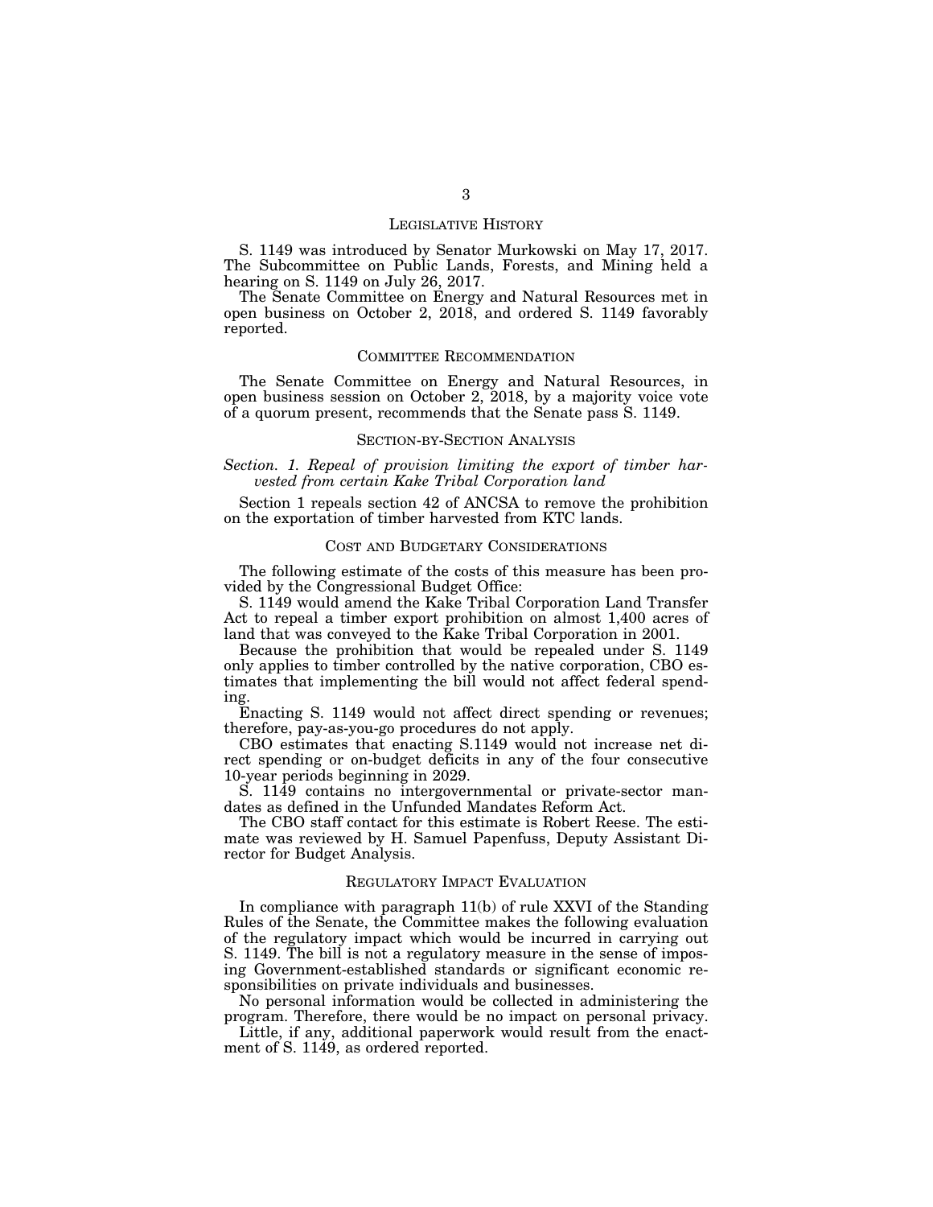## LEGISLATIVE HISTORY

S. 1149 was introduced by Senator Murkowski on May 17, 2017. The Subcommittee on Public Lands, Forests, and Mining held a hearing on S. 1149 on July 26, 2017.

The Senate Committee on Energy and Natural Resources met in open business on October 2, 2018, and ordered S. 1149 favorably reported.

## COMMITTEE RECOMMENDATION

The Senate Committee on Energy and Natural Resources, in open business session on October 2, 2018, by a majority voice vote of a quorum present, recommends that the Senate pass S. 1149.

## SECTION-BY-SECTION ANALYSIS

### *Section. 1. Repeal of provision limiting the export of timber harvested from certain Kake Tribal Corporation land*

Section 1 repeals section 42 of ANCSA to remove the prohibition on the exportation of timber harvested from KTC lands.

## COST AND BUDGETARY CONSIDERATIONS

The following estimate of the costs of this measure has been provided by the Congressional Budget Office:

S. 1149 would amend the Kake Tribal Corporation Land Transfer Act to repeal a timber export prohibition on almost 1,400 acres of land that was conveyed to the Kake Tribal Corporation in 2001.

Because the prohibition that would be repealed under S. 1149 only applies to timber controlled by the native corporation, CBO estimates that implementing the bill would not affect federal spending.

Enacting S. 1149 would not affect direct spending or revenues; therefore, pay-as-you-go procedures do not apply.

CBO estimates that enacting S.1149 would not increase net direct spending or on-budget deficits in any of the four consecutive 10-year periods beginning in 2029.

S. 1149 contains no intergovernmental or private-sector mandates as defined in the Unfunded Mandates Reform Act.

The CBO staff contact for this estimate is Robert Reese. The estimate was reviewed by H. Samuel Papenfuss, Deputy Assistant Director for Budget Analysis.

## REGULATORY IMPACT EVALUATION

In compliance with paragraph 11(b) of rule XXVI of the Standing Rules of the Senate, the Committee makes the following evaluation of the regulatory impact which would be incurred in carrying out S. 1149. The bill is not a regulatory measure in the sense of imposing Government-established standards or significant economic responsibilities on private individuals and businesses.

No personal information would be collected in administering the program. Therefore, there would be no impact on personal privacy.

Little, if any, additional paperwork would result from the enactment of S. 1149, as ordered reported.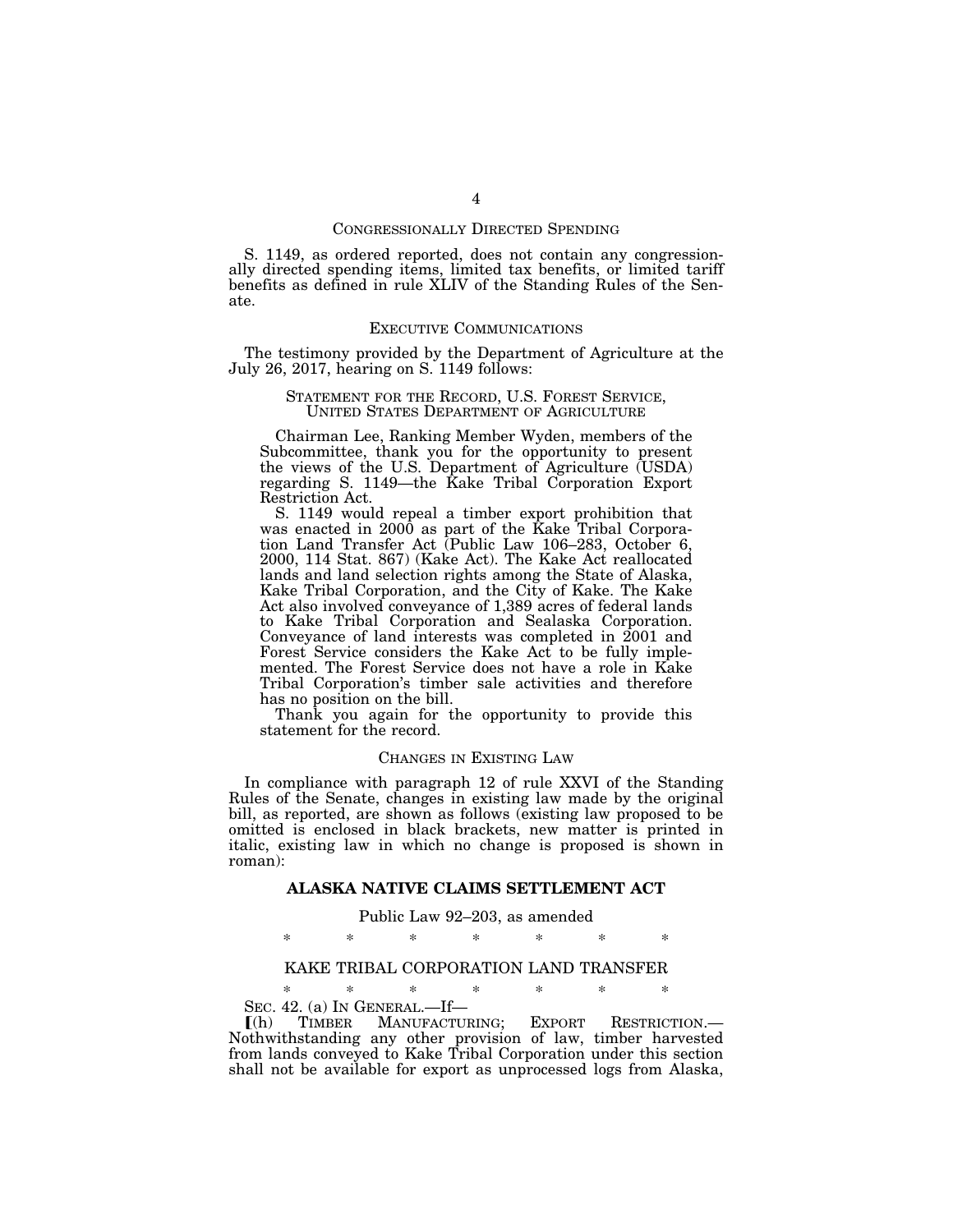## CONGRESSIONALLY DIRECTED SPENDING

S. 1149, as ordered reported, does not contain any congressionally directed spending items, limited tax benefits, or limited tariff benefits as defined in rule XLIV of the Standing Rules of the Senate.

## EXECUTIVE COMMUNICATIONS

The testimony provided by the Department of Agriculture at the July 26, 2017, hearing on S. 1149 follows:

### STATEMENT FOR THE RECORD, U.S. FOREST SERVICE, UNITED STATES DEPARTMENT OF AGRICULTURE

Chairman Lee, Ranking Member Wyden, members of the Subcommittee, thank you for the opportunity to present the views of the U.S. Department of Agriculture (USDA) regarding S. 1149—the Kake Tribal Corporation Export Restriction Act.

S. 1149 would repeal a timber export prohibition that was enacted in 2000 as part of the Kake Tribal Corporation Land Transfer Act (Public Law 106–283, October 6, 2000, 114 Stat. 867) (Kake Act). The Kake Act reallocated lands and land selection rights among the State of Alaska, Kake Tribal Corporation, and the City of Kake. The Kake Act also involved conveyance of 1,389 acres of federal lands to Kake Tribal Corporation and Sealaska Corporation. Conveyance of land interests was completed in 2001 and Forest Service considers the Kake Act to be fully implemented. The Forest Service does not have a role in Kake Tribal Corporation's timber sale activities and therefore has no position on the bill.

Thank you again for the opportunity to provide this statement for the record.

## CHANGES IN EXISTING LAW

In compliance with paragraph 12 of rule XXVI of the Standing Rules of the Senate, changes in existing law made by the original bill, as reported, are shown as follows (existing law proposed to be omitted is enclosed in black brackets, new matter is printed in italic, existing law in which no change is proposed is shown in roman):

## ALASKA NATIVE CLAIMS SETTLEMENT ACT

Public Law 92–203, as amended

\* \* \* \* \* \* \*

### KAKE TRIBAL CORPORATION LAND TRANSFER

\* \* \* \* \* \* \*

SEC. 42. (a) IN GENERAL.—If—

⟦(h) TIMBER MANUFACTURING; EXPORT RESTRICTION.—Nothwithstanding any other provision of law, timber harvested from lands conveyed to Kake Tribal Corporation under this section shall not be available for export as unprocessed logs from Alaska,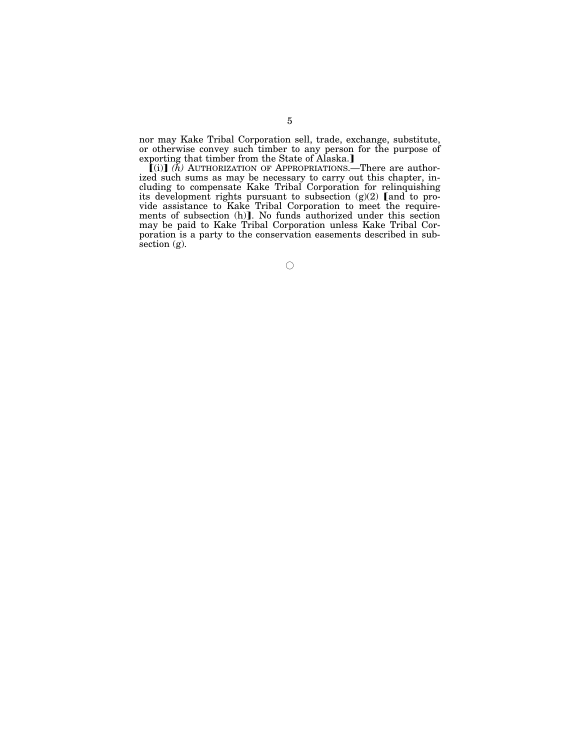nor may Kake Tribal Corporation sell, trade, exchange, substitute, or otherwise convey such timber to any person for the purpose of exporting that timber from the State of Alaska.⟧

⟦(i)⟧ *(h)* AUTHORIZATION OF APPROPRIATIONS.—There are authorized such sums as may be necessary to carry out this chapter, including to compensate Kake Tribal Corporation for relinquishing its development rights pursuant to subsection (g)(2) ⟦and to provide assistance to Kake Tribal Corporation to meet the requirements of subsection (h)⟧. No funds authorized under this section may be paid to Kake Tribal Corporation unless Kake Tribal Corporation is a party to the conservation easements described in subsection (g).

○